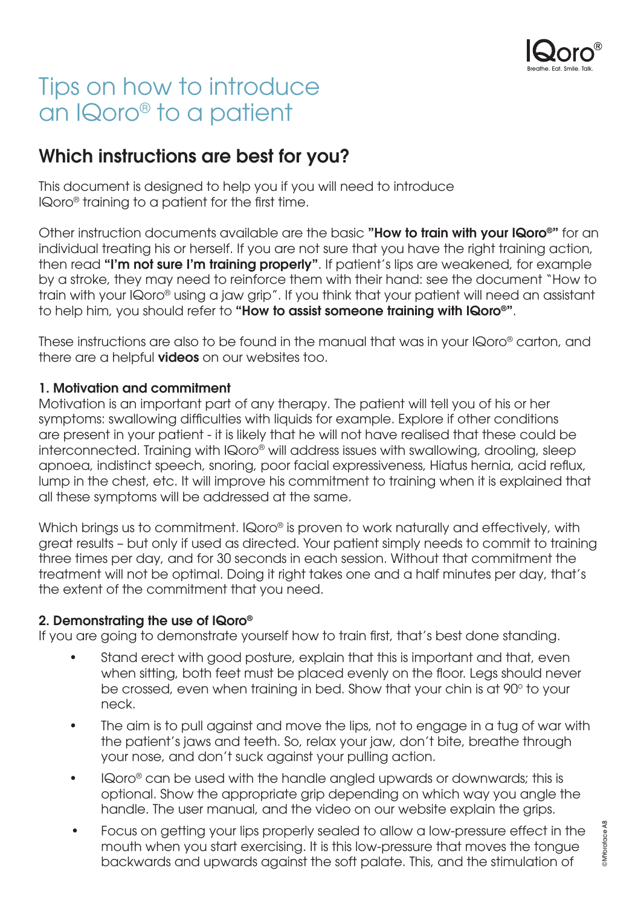# Tips on how to introduce an IQoro® to a patient

## Which instructions are best for you?

This document is designed to help you if you will need to introduce IQoro® training to a patient for the first time.

Other instruction documents available are the basic **"How to train with your IQoro®"** for an individual treating his or herself. If you are not sure that you have the right training action, then read **"I'm not sure I'm training properly"**. If patient's lips are weakened, for example by a stroke, they may need to reinforce them with their hand: see the document "How to train with your IQoro® using a jaw grip". If you think that your patient will need an assistant to help him, you should refer to **"How to assist someone training with IQoro®"**.

These instructions are also to be found in the manual that was in your IQoro® carton, and there are a helpful **videos** on our websites too.

### 1. Motivation and commitment

Motivation is an important part of any therapy. The patient will tell you of his or her symptoms: swallowing difficulties with liquids for example. Explore if other conditions are present in your patient - it is likely that he will not have realised that these could be interconnected. Training with IQoro® will address issues with swallowing, drooling, sleep apnoea, indistinct speech, snoring, poor facial expressiveness, Hiatus hernia, acid reflux, lump in the chest, etc. It will improve his commitment to training when it is explained that all these symptoms will be addressed at the same.

Which brings us to commitment. IQoro® is proven to work naturally and effectively, with great results – but only if used as directed. Your patient simply needs to commit to training three times per day, and for 30 seconds in each session. Without that commitment the treatment will not be optimal. Doing it right takes one and a half minutes per day, that's the extent of the commitment that you need.

### 2. Demonstrating the use of IQoro®

If you are going to demonstrate yourself how to train first, that's best done standing.

- Stand erect with good posture, explain that this is important and that, even when sitting, both feet must be placed evenly on the floor. Legs should never be crossed, even when training in bed. Show that your chin is at 90° to your neck.
- The aim is to pull against and move the lips, not to engage in a tug of war with the patient's jaws and teeth. So, relax your jaw, don't bite, breathe through your nose, and don't suck against your pulling action.
- IQoro® can be used with the handle angled upwards or downwards; this is optional. Show the appropriate grip depending on which way you angle the handle. The user manual, and the video on our website explain the grips.
- Focus on getting your lips properly sealed to allow a low-pressure effect in the mouth when you start exercising. It is this low-pressure that moves the tongue backwards and upwards against the soft palate. This, and the stimulation of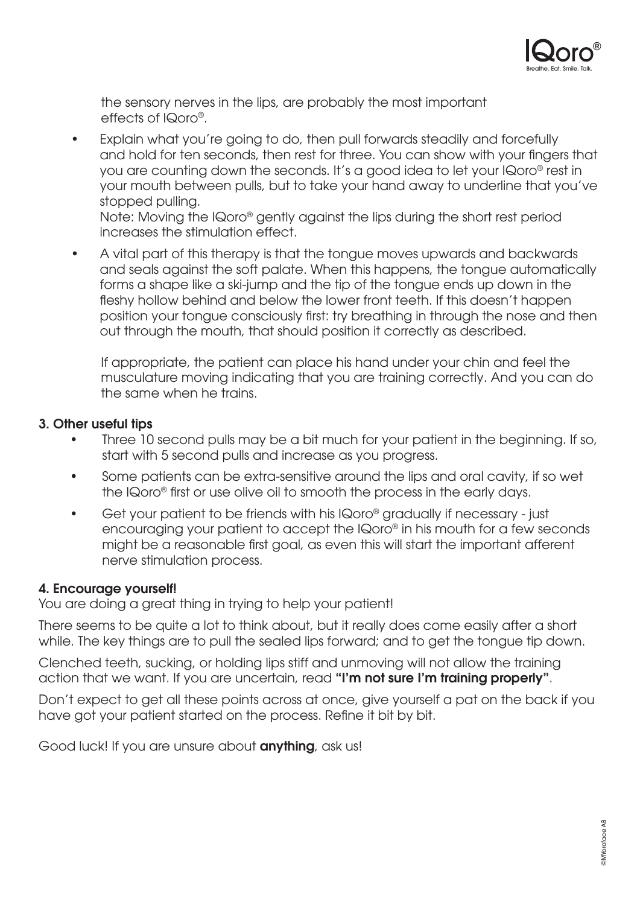the sensory nerves in the lips, are probably the most important effects of IQoro®.

- Explain what you're going to do, then pull forwards steadily and forcefully and hold for ten seconds, then rest for three. You can show with your fingers that you are counting down the seconds. It's a good idea to let your IQoro® rest in your mouth between pulls, but to take your hand away to underline that you've stopped pulling.
  Note: Moving the IQoro® gently against the lips during the short rest period increases the stimulation effect.
- A vital part of this therapy is that the tongue moves upwards and backwards and seals against the soft palate. When this happens, the tongue automatically forms a shape like a ski-jump and the tip of the tongue ends up down in the fleshy hollow behind and below the lower front teeth. If this doesn't happen position your tongue consciously first: try breathing in through the nose and then out through the mouth, that should position it correctly as described.

  If appropriate, the patient can place his hand under your chin and feel the musculature moving indicating that you are training correctly. And you can do the same when he trains.

### 3. Other useful tips

- Three 10 second pulls may be a bit much for your patient in the beginning. If so, start with 5 second pulls and increase as you progress.
- Some patients can be extra-sensitive around the lips and oral cavity, if so wet the IQoro® first or use olive oil to smooth the process in the early days.
- Get your patient to be friends with his IQoro® gradually if necessary - just encouraging your patient to accept the IQoro® in his mouth for a few seconds might be a reasonable first goal, as even this will start the important afferent nerve stimulation process.

### 4. Encourage yourself!

You are doing a great thing in trying to help your patient!

There seems to be quite a lot to think about, but it really does come easily after a short while. The key things are to pull the sealed lips forward; and to get the tongue tip down.

Clenched teeth, sucking, or holding lips stiff and unmoving will not allow the training action that we want. If you are uncertain, read **"I'm not sure I'm training properly"**.

Don't expect to get all these points across at once, give yourself a pat on the back if you have got your patient started on the process. Refine it bit by bit.

Good luck! If you are unsure about **anything**, ask us!